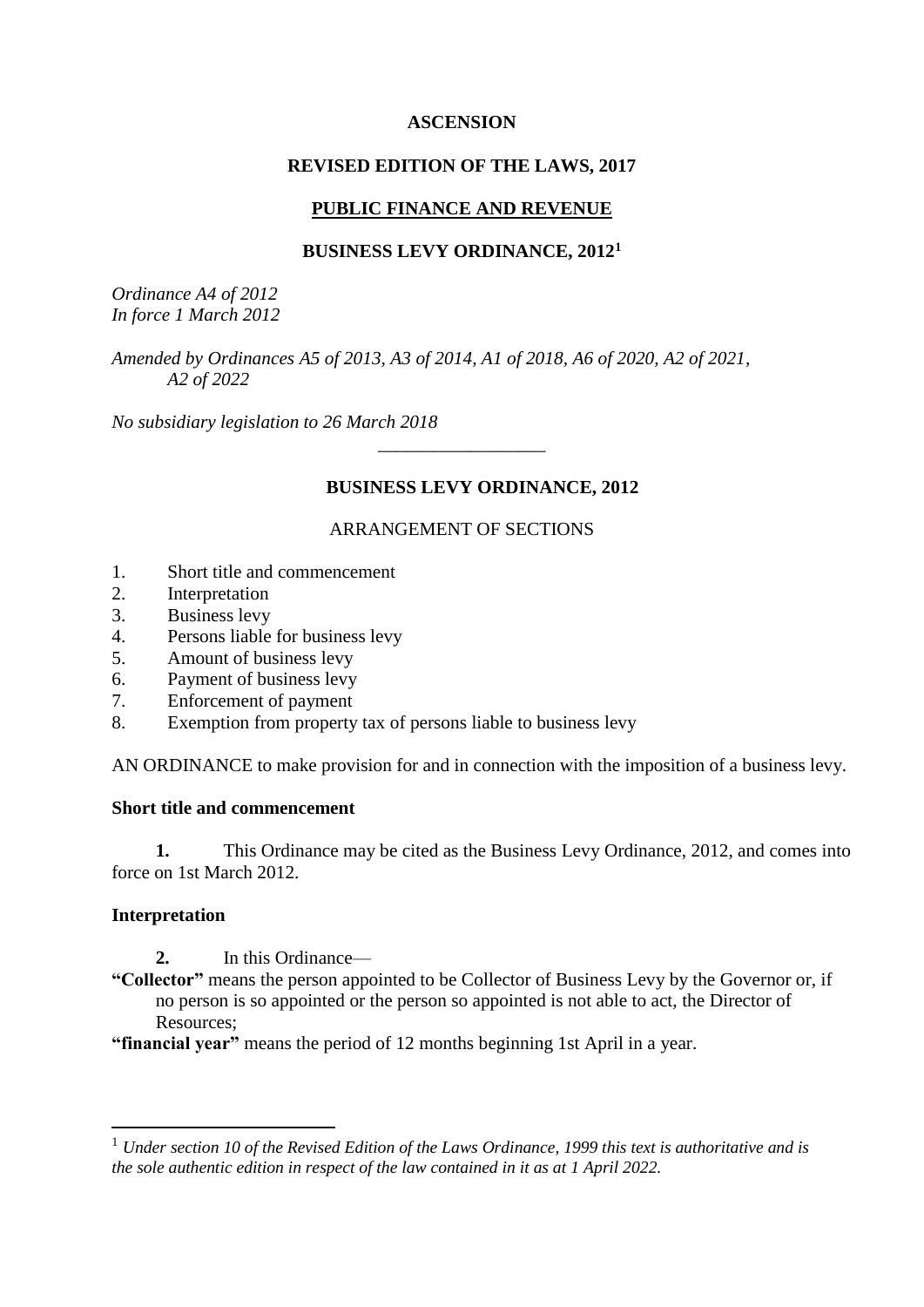**ASCENSION**

**REVISED EDITION OF THE LAWS, 2017**

**PUBLIC FINANCE AND REVENUE**

# BUSINESS LEVY ORDINANCE, 2012[1]

*Ordinance A4 of 2012*
*In force 1 March 2012*

*Amended by Ordinances A5 of 2013, A3 of 2014, A1 of 2018, A6 of 2020, A2 of 2021, A2 of 2022*

*No subsidiary legislation to 26 March 2018*

---

## BUSINESS LEVY ORDINANCE, 2012

ARRANGEMENT OF SECTIONS

1. Short title and commencement
2. Interpretation
3. Business levy
4. Persons liable for business levy
5. Amount of business levy
6. Payment of business levy
7. Enforcement of payment
8. Exemption from property tax of persons liable to business levy

AN ORDINANCE to make provision for and in connection with the imposition of a business levy.

### Short title and commencement

**1.** This Ordinance may be cited as the Business Levy Ordinance, 2012, and comes into force on 1st March 2012.

### Interpretation

**2.** In this Ordinance—

**"Collector"** means the person appointed to be Collector of Business Levy by the Governor or, if no person is so appointed or the person so appointed is not able to act, the Director of Resources;

**"financial year"** means the period of 12 months beginning 1st April in a year.

---

[1] *Under section 10 of the Revised Edition of the Laws Ordinance, 1999 this text is authoritative and is the sole authentic edition in respect of the law contained in it as at 1 April 2022.*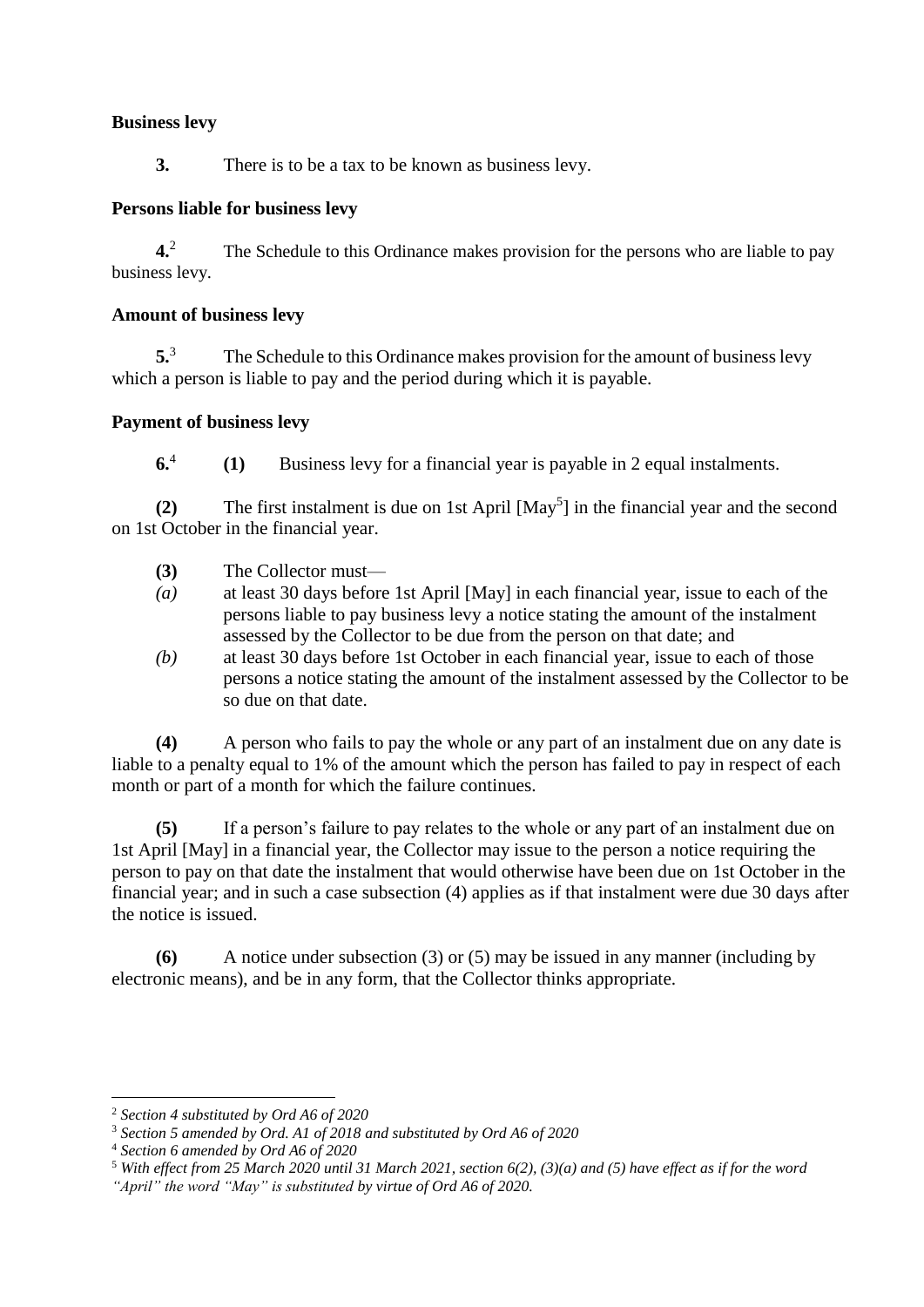**Business levy**

**3.** There is to be a tax to be known as business levy.

**Persons liable for business levy**

**4.**[2] The Schedule to this Ordinance makes provision for the persons who are liable to pay business levy.

**Amount of business levy**

**5.**[3] The Schedule to this Ordinance makes provision for the amount of business levy which a person is liable to pay and the period during which it is payable.

**Payment of business levy**

**6.**[4] **(1)** Business levy for a financial year is payable in 2 equal instalments.

**(2)** The first instalment is due on 1st April [May[5]] in the financial year and the second on 1st October in the financial year.

**(3)** The Collector must—

*(a)* at least 30 days before 1st April [May] in each financial year, issue to each of the persons liable to pay business levy a notice stating the amount of the instalment assessed by the Collector to be due from the person on that date; and

*(b)* at least 30 days before 1st October in each financial year, issue to each of those persons a notice stating the amount of the instalment assessed by the Collector to be so due on that date.

**(4)** A person who fails to pay the whole or any part of an instalment due on any date is liable to a penalty equal to 1% of the amount which the person has failed to pay in respect of each month or part of a month for which the failure continues.

**(5)** If a person's failure to pay relates to the whole or any part of an instalment due on 1st April [May] in a financial year, the Collector may issue to the person a notice requiring the person to pay on that date the instalment that would otherwise have been due on 1st October in the financial year; and in such a case subsection (4) applies as if that instalment were due 30 days after the notice is issued.

**(6)** A notice under subsection (3) or (5) may be issued in any manner (including by electronic means), and be in any form, that the Collector thinks appropriate.

---

[2] *Section 4 substituted by Ord A6 of 2020*

[3] *Section 5 amended by Ord. A1 of 2018 and substituted by Ord A6 of 2020*

[4] *Section 6 amended by Ord A6 of 2020*

[5] *With effect from 25 March 2020 until 31 March 2021, section 6(2), (3)(a) and (5) have effect as if for the word "April" the word "May" is substituted by virtue of Ord A6 of 2020.*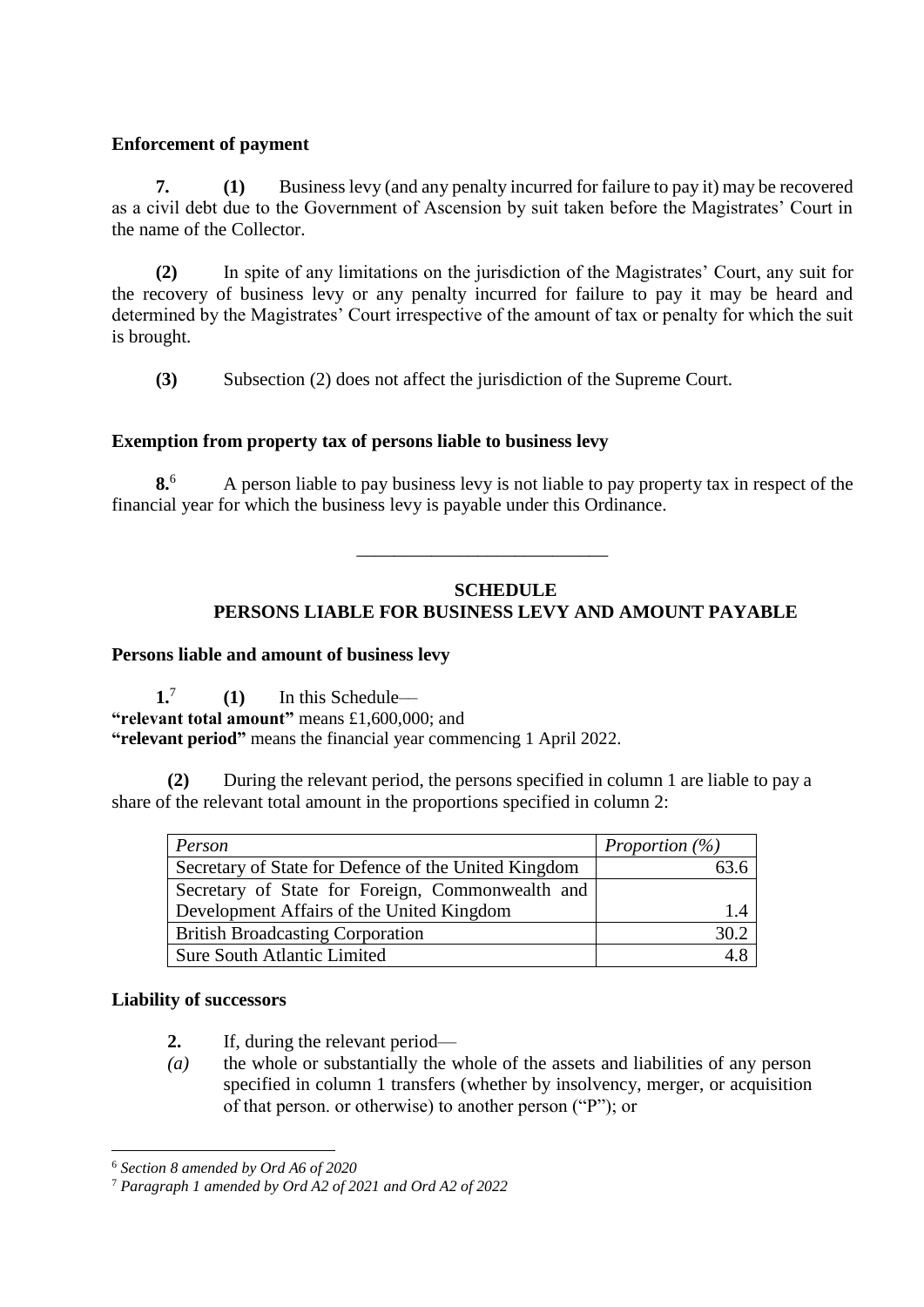### Enforcement of payment

**7.** **(1)** Business levy (and any penalty incurred for failure to pay it) may be recovered as a civil debt due to the Government of Ascension by suit taken before the Magistrates' Court in the name of the Collector.

**(2)** In spite of any limitations on the jurisdiction of the Magistrates' Court, any suit for the recovery of business levy or any penalty incurred for failure to pay it may be heard and determined by the Magistrates' Court irrespective of the amount of tax or penalty for which the suit is brought.

**(3)** Subsection (2) does not affect the jurisdiction of the Supreme Court.

### Exemption from property tax of persons liable to business levy

**8.**[6] A person liable to pay business levy is not liable to pay property tax in respect of the financial year for which the business levy is payable under this Ordinance.

---

## SCHEDULE
## PERSONS LIABLE FOR BUSINESS LEVY AND AMOUNT PAYABLE

### Persons liable and amount of business levy

**1.**[7] **(1)** In this Schedule—
**"relevant total amount"** means £1,600,000; and
**"relevant period"** means the financial year commencing 1 April 2022.

**(2)** During the relevant period, the persons specified in column 1 are liable to pay a share of the relevant total amount in the proportions specified in column 2:

| *Person* | *Proportion (%)* |
|---|---|
| Secretary of State for Defence of the United Kingdom | 63.6 |
| Secretary of State for Foreign, Commonwealth and Development Affairs of the United Kingdom | 1.4 |
| British Broadcasting Corporation | 30.2 |
| Sure South Atlantic Limited | 4.8 |

### Liability of successors

**2.** If, during the relevant period—

*(a)* the whole or substantially the whole of the assets and liabilities of any person specified in column 1 transfers (whether by insolvency, merger, or acquisition of that person. or otherwise) to another person ("P"); or

---

[6] *Section 8 amended by Ord A6 of 2020*

[7] *Paragraph 1 amended by Ord A2 of 2021 and Ord A2 of 2022*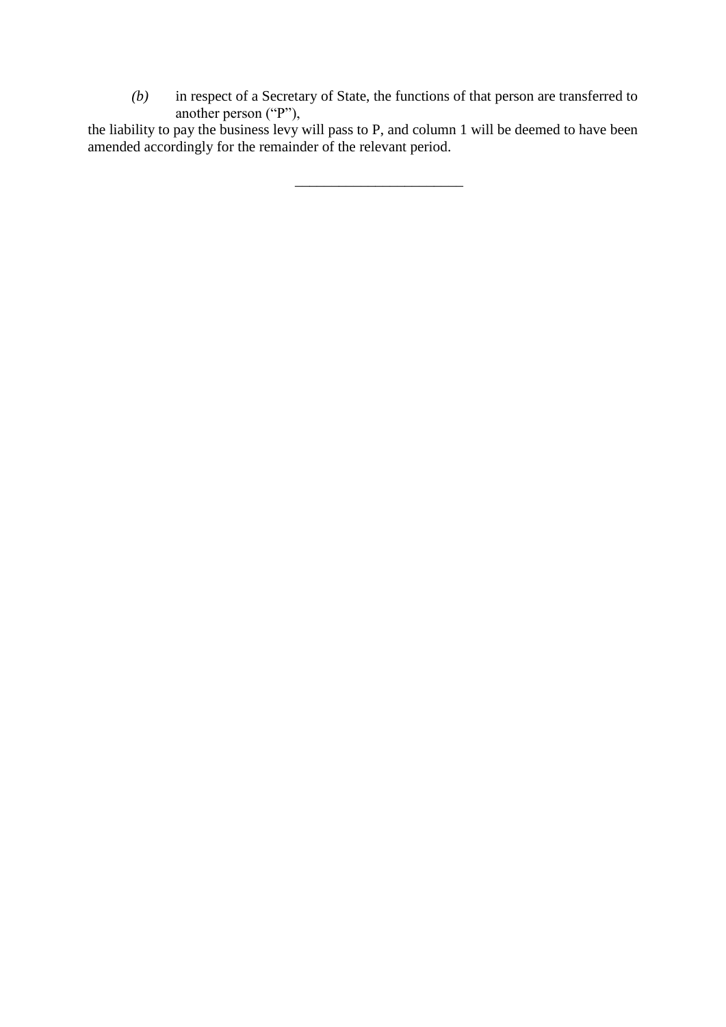*(b)* in respect of a Secretary of State, the functions of that person are transferred to another person ("P"),

the liability to pay the business levy will pass to P, and column 1 will be deemed to have been amended accordingly for the remainder of the relevant period.

________________________